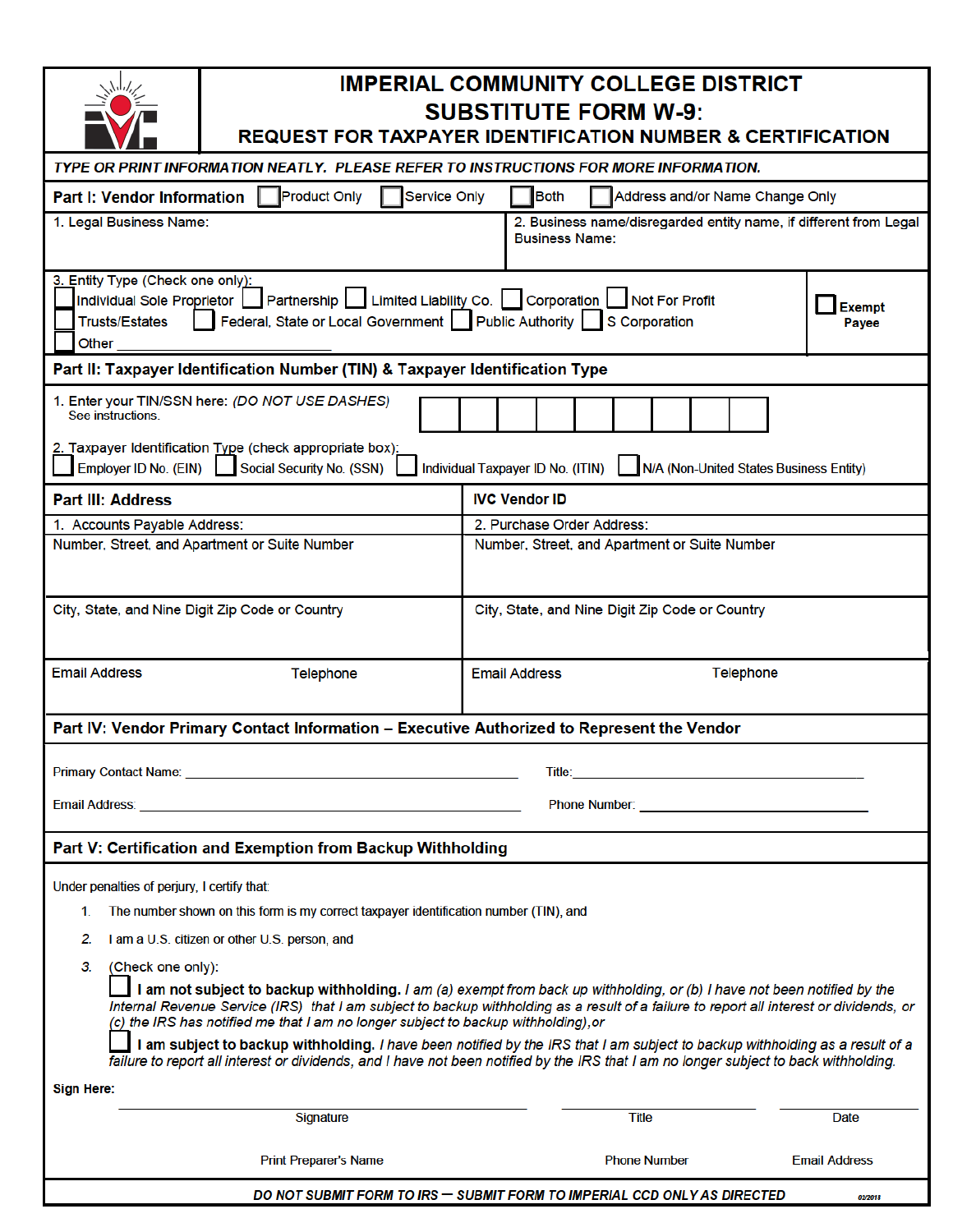# IMPERIAL COMMUNITY COLLEGE DISTRICT

## SUBSTITUTE FORM W-9:

### REQUEST FOR TAXPAYER IDENTIFICATION NUMBER & CERTIFICATION

***TYPE OR PRINT INFORMATION NEATLY. PLEASE REFER TO INSTRUCTIONS FOR MORE INFORMATION.***

## Part I: Vendor Information

☐ Product Only ☐ Service Only ☐ Both ☐ Address and/or Name Change Only

1. Legal Business Name:

2. Business name/disregarded entity name, if different from Legal Business Name:

3. Entity Type (Check one only):

☐ Individual Sole Proprietor ☐ Partnership ☐ Limited Liability Co. ☐ Corporation ☐ Not For Profit
☐ Trusts/Estates ☐ Federal, State or Local Government ☐ Public Authority ☐ S Corporation
☐ Other ______________________________

☐ **Exempt Payee**

## Part II: Taxpayer Identification Number (TIN) & Taxpayer Identification Type

1. Enter your TIN/SSN here: *(DO NOT USE DASHES)*
   See instructions.

| | | | | | | | | |
|---|---|---|---|---|---|---|---|---|
| | | | | | | | | |

2. Taxpayer Identification Type (check appropriate box):

☐ Employer ID No. (EIN) ☐ Social Security No. (SSN) ☐ Individual Taxpayer ID No. (ITIN) ☐ N/A (Non-United States Business Entity)

## Part III: Address

**IVC Vendor ID**

| 1. Accounts Payable Address: | | 2. Purchase Order Address: | |
|---|---|---|---|
| Number, Street, and Apartment or Suite Number | | Number, Street, and Apartment or Suite Number | |
| City, State, and Nine Digit Zip Code or Country | | City, State, and Nine Digit Zip Code or Country | |
| Email Address | Telephone | Email Address | Telephone |

## Part IV: Vendor Primary Contact Information – Executive Authorized to Represent the Vendor

Primary Contact Name: ______________________________ Title: ______________________________

Email Address: ______________________________ Phone Number: ______________________________

## Part V: Certification and Exemption from Backup Withholding

Under penalties of perjury, I certify that:

1. The number shown on this form is my correct taxpayer identification number (TIN), and
2. I am a U.S. citizen or other U.S. person, and
3. (Check one only):

   ☐ **I am not subject to backup withholding.** *I am (a) exempt from back up withholding, or (b) I have not been notified by the Internal Revenue Service (IRS) that I am subject to backup withholding as a result of a failure to report all interest or dividends, or (c) the IRS has notified me that I am no longer subject to backup withholding),or*

   ☐ **I am subject to backup withholding.** *I have been notified by the IRS that I am subject to backup withholding as a result of a failure to report all interest or dividends, and I have not been notified by the IRS that I am no longer subject to back withholding.*

**Sign Here:**

| ______________________________ | ______________________________ | ______________________________ |
|---|---|---|
| Signature | Title | Date |
| Print Preparer's Name | Phone Number | Email Address |

***DO NOT SUBMIT FORM TO IRS — SUBMIT FORM TO IMPERIAL CCD ONLY AS DIRECTED***

02/2018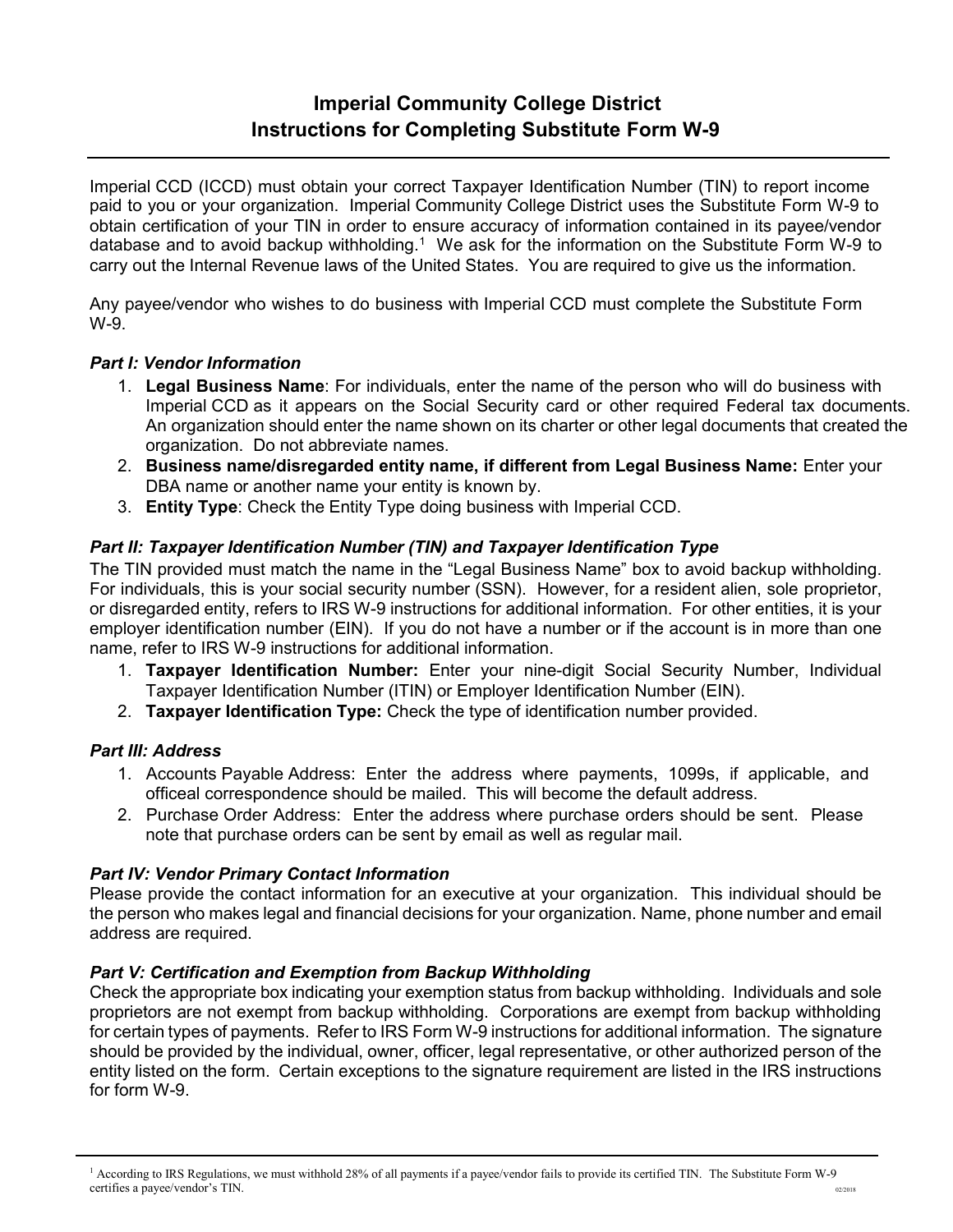# Imperial Community College District
# Instructions for Completing Substitute Form W-9

Imperial CCD (ICCD) must obtain your correct Taxpayer Identification Number (TIN) to report income paid to you or your organization. Imperial Community College District uses the Substitute Form W-9 to obtain certification of your TIN in order to ensure accuracy of information contained in its payee/vendor database and to avoid backup withholding.[1] We ask for the information on the Substitute Form W-9 to carry out the Internal Revenue laws of the United States. You are required to give us the information.

Any payee/vendor who wishes to do business with Imperial CCD must complete the Substitute Form W-9.

### *Part I: Vendor Information*

1. **Legal Business Name**: For individuals, enter the name of the person who will do business with Imperial CCD as it appears on the Social Security card or other required Federal tax documents. An organization should enter the name shown on its charter or other legal documents that created the organization. Do not abbreviate names.
2. **Business name/disregarded entity name, if different from Legal Business Name:** Enter your DBA name or another name your entity is known by.
3. **Entity Type**: Check the Entity Type doing business with Imperial CCD.

### *Part II: Taxpayer Identification Number (TIN) and Taxpayer Identification Type*

The TIN provided must match the name in the "Legal Business Name" box to avoid backup withholding. For individuals, this is your social security number (SSN). However, for a resident alien, sole proprietor, or disregarded entity, refers to IRS W-9 instructions for additional information. For other entities, it is your employer identification number (EIN). If you do not have a number or if the account is in more than one name, refer to IRS W-9 instructions for additional information.

1. **Taxpayer Identification Number:** Enter your nine-digit Social Security Number, Individual Taxpayer Identification Number (ITIN) or Employer Identification Number (EIN).
2. **Taxpayer Identification Type:** Check the type of identification number provided.

### *Part III: Address*

1. Accounts Payable Address: Enter the address where payments, 1099s, if applicable, and officeal correspondence should be mailed. This will become the default address.
2. Purchase Order Address: Enter the address where purchase orders should be sent. Please note that purchase orders can be sent by email as well as regular mail.

### *Part IV: Vendor Primary Contact Information*

Please provide the contact information for an executive at your organization. This individual should be the person who makes legal and financial decisions for your organization. Name, phone number and email address are required.

### *Part V: Certification and Exemption from Backup Withholding*

Check the appropriate box indicating your exemption status from backup withholding. Individuals and sole proprietors are not exempt from backup withholding. Corporations are exempt from backup withholding for certain types of payments. Refer to IRS Form W-9 instructions for additional information. The signature should be provided by the individual, owner, officer, legal representative, or other authorized person of the entity listed on the form. Certain exceptions to the signature requirement are listed in the IRS instructions for form W-9.

---

[1] According to IRS Regulations, we must withhold 28% of all payments if a payee/vendor fails to provide its certified TIN. The Substitute Form W-9 certifies a payee/vendor's TIN.

02/2018